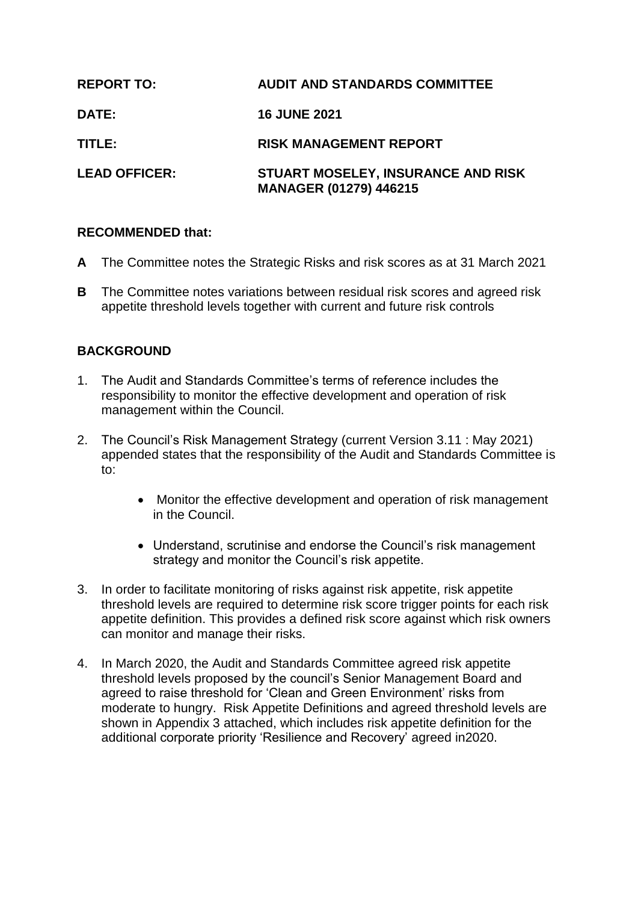**REPORT TO:** **AUDIT AND STANDARDS COMMITTEE**

**DATE:** **16 JUNE 2021**

**TITLE:** **RISK MANAGEMENT REPORT**

**LEAD OFFICER:** **STUART MOSELEY, INSURANCE AND RISK MANAGER (01279) 446215**

**RECOMMENDED that:**

**A** The Committee notes the Strategic Risks and risk scores as at 31 March 2021

**B** The Committee notes variations between residual risk scores and agreed risk appetite threshold levels together with current and future risk controls

## BACKGROUND

1. The Audit and Standards Committee's terms of reference includes the responsibility to monitor the effective development and operation of risk management within the Council.

2. The Council's Risk Management Strategy (current Version 3.11 : May 2021) appended states that the responsibility of the Audit and Standards Committee is to:

   - Monitor the effective development and operation of risk management in the Council.

   - Understand, scrutinise and endorse the Council's risk management strategy and monitor the Council's risk appetite.

3. In order to facilitate monitoring of risks against risk appetite, risk appetite threshold levels are required to determine risk score trigger points for each risk appetite definition. This provides a defined risk score against which risk owners can monitor and manage their risks.

4. In March 2020, the Audit and Standards Committee agreed risk appetite threshold levels proposed by the council's Senior Management Board and agreed to raise threshold for 'Clean and Green Environment' risks from moderate to hungry. Risk Appetite Definitions and agreed threshold levels are shown in Appendix 3 attached, which includes risk appetite definition for the additional corporate priority 'Resilience and Recovery' agreed in2020.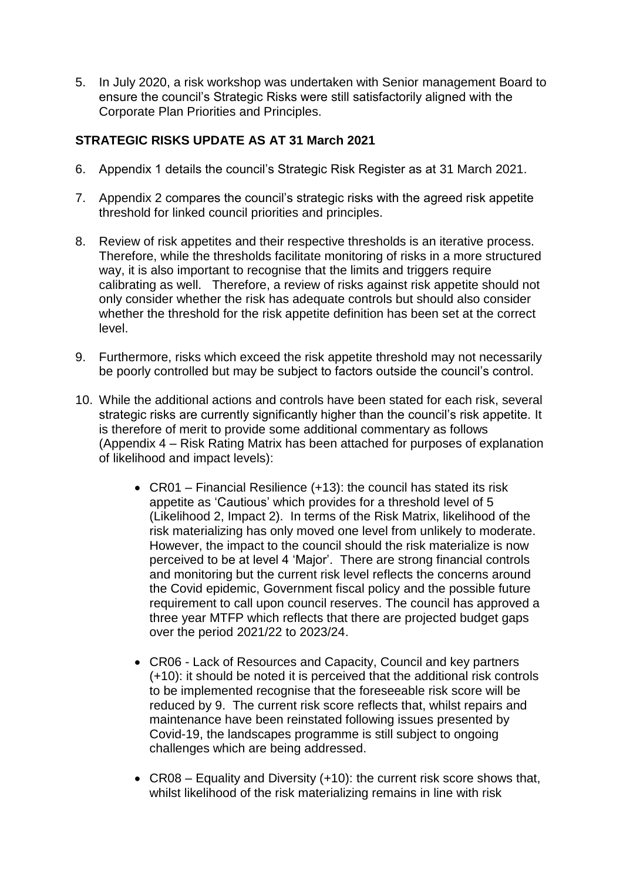5. In July 2020, a risk workshop was undertaken with Senior management Board to ensure the council's Strategic Risks were still satisfactorily aligned with the Corporate Plan Priorities and Principles.

**STRATEGIC RISKS UPDATE AS AT 31 March 2021**

6. Appendix 1 details the council's Strategic Risk Register as at 31 March 2021.

7. Appendix 2 compares the council's strategic risks with the agreed risk appetite threshold for linked council priorities and principles.

8. Review of risk appetites and their respective thresholds is an iterative process. Therefore, while the thresholds facilitate monitoring of risks in a more structured way, it is also important to recognise that the limits and triggers require calibrating as well. Therefore, a review of risks against risk appetite should not only consider whether the risk has adequate controls but should also consider whether the threshold for the risk appetite definition has been set at the correct level.

9. Furthermore, risks which exceed the risk appetite threshold may not necessarily be poorly controlled but may be subject to factors outside the council's control.

10. While the additional actions and controls have been stated for each risk, several strategic risks are currently significantly higher than the council's risk appetite. It is therefore of merit to provide some additional commentary as follows (Appendix 4 – Risk Rating Matrix has been attached for purposes of explanation of likelihood and impact levels):

    - CR01 – Financial Resilience (+13): the council has stated its risk appetite as 'Cautious' which provides for a threshold level of 5 (Likelihood 2, Impact 2). In terms of the Risk Matrix, likelihood of the risk materializing has only moved one level from unlikely to moderate. However, the impact to the council should the risk materialize is now perceived to be at level 4 'Major'. There are strong financial controls and monitoring but the current risk level reflects the concerns around the Covid epidemic, Government fiscal policy and the possible future requirement to call upon council reserves. The council has approved a three year MTFP which reflects that there are projected budget gaps over the period 2021/22 to 2023/24.

    - CR06 - Lack of Resources and Capacity, Council and key partners (+10): it should be noted it is perceived that the additional risk controls to be implemented recognise that the foreseeable risk score will be reduced by 9. The current risk score reflects that, whilst repairs and maintenance have been reinstated following issues presented by Covid-19, the landscapes programme is still subject to ongoing challenges which are being addressed.

    - CR08 – Equality and Diversity (+10): the current risk score shows that, whilst likelihood of the risk materializing remains in line with risk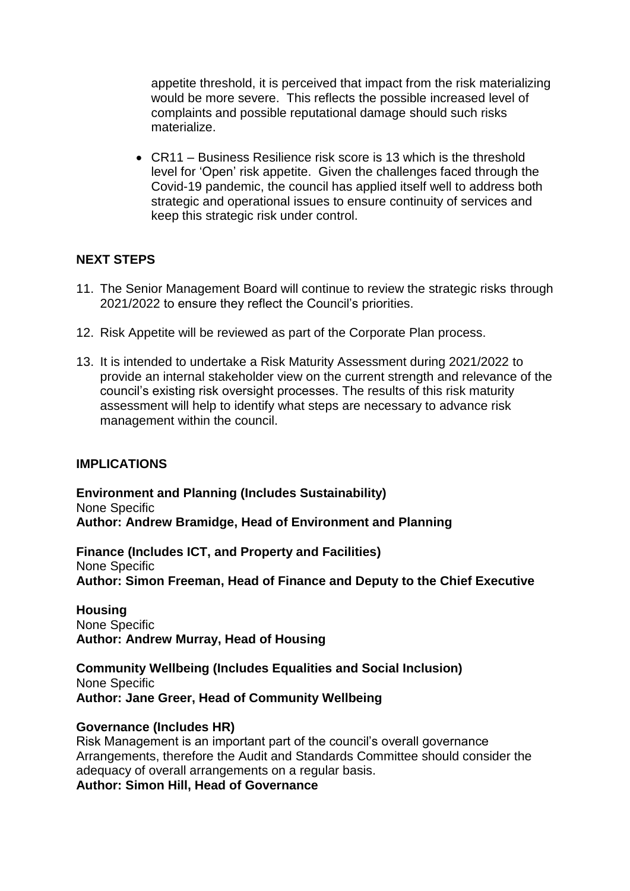appetite threshold, it is perceived that impact from the risk materializing would be more severe. This reflects the possible increased level of complaints and possible reputational damage should such risks materialize.

- CR11 – Business Resilience risk score is 13 which is the threshold level for 'Open' risk appetite. Given the challenges faced through the Covid-19 pandemic, the council has applied itself well to address both strategic and operational issues to ensure continuity of services and keep this strategic risk under control.

## NEXT STEPS

11. The Senior Management Board will continue to review the strategic risks through 2021/2022 to ensure they reflect the Council's priorities.
12. Risk Appetite will be reviewed as part of the Corporate Plan process.
13. It is intended to undertake a Risk Maturity Assessment during 2021/2022 to provide an internal stakeholder view on the current strength and relevance of the council's existing risk oversight processes. The results of this risk maturity assessment will help to identify what steps are necessary to advance risk management within the council.

## IMPLICATIONS

**Environment and Planning (Includes Sustainability)**
None Specific
**Author: Andrew Bramidge, Head of Environment and Planning**

**Finance (Includes ICT, and Property and Facilities)**
None Specific
**Author: Simon Freeman, Head of Finance and Deputy to the Chief Executive**

**Housing**
None Specific
**Author: Andrew Murray, Head of Housing**

**Community Wellbeing (Includes Equalities and Social Inclusion)**
None Specific
**Author: Jane Greer, Head of Community Wellbeing**

**Governance (Includes HR)**
Risk Management is an important part of the council's overall governance Arrangements, therefore the Audit and Standards Committee should consider the adequacy of overall arrangements on a regular basis.
**Author: Simon Hill, Head of Governance**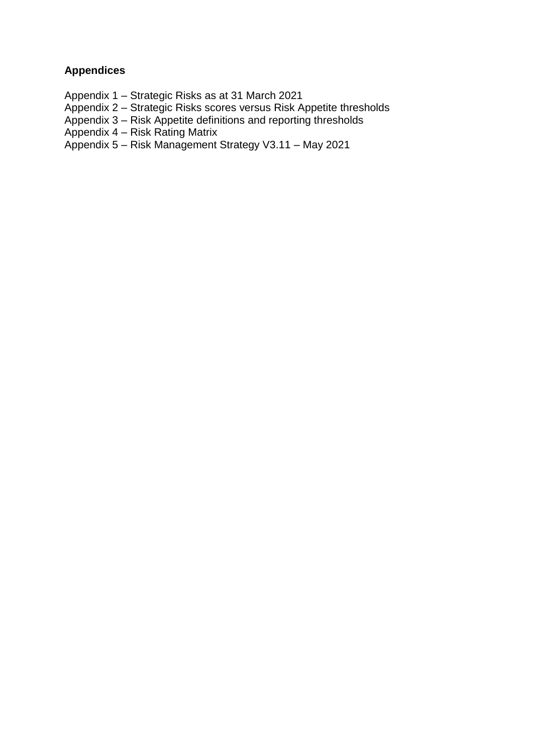**Appendices**

Appendix 1 – Strategic Risks as at 31 March 2021
Appendix 2 – Strategic Risks scores versus Risk Appetite thresholds
Appendix 3 – Risk Appetite definitions and reporting thresholds
Appendix 4 – Risk Rating Matrix
Appendix 5 – Risk Management Strategy V3.11 – May 2021